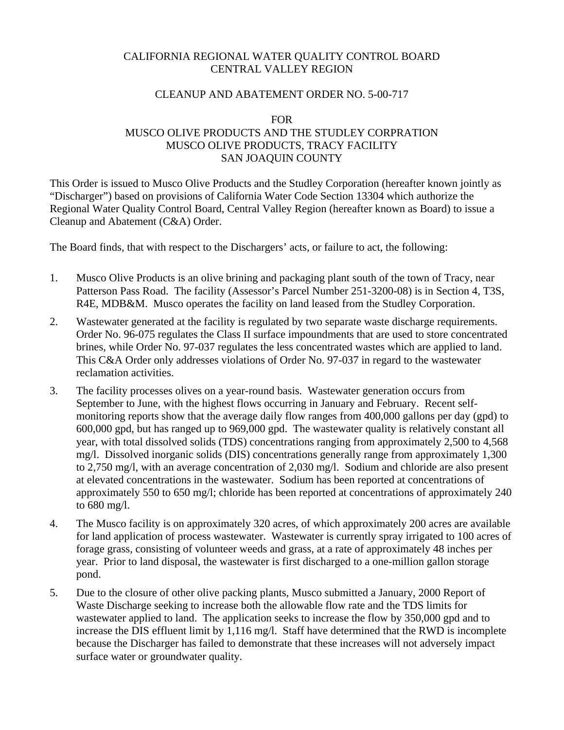CALIFORNIA REGIONAL WATER QUALITY CONTROL BOARD
CENTRAL VALLEY REGION

CLEANUP AND ABATEMENT ORDER NO. 5-00-717

FOR
MUSCO OLIVE PRODUCTS AND THE STUDLEY CORPRATION
MUSCO OLIVE PRODUCTS, TRACY FACILITY
SAN JOAQUIN COUNTY

This Order is issued to Musco Olive Products and the Studley Corporation (hereafter known jointly as "Discharger") based on provisions of California Water Code Section 13304 which authorize the Regional Water Quality Control Board, Central Valley Region (hereafter known as Board) to issue a Cleanup and Abatement (C&A) Order.

The Board finds, that with respect to the Dischargers' acts, or failure to act, the following:

1. Musco Olive Products is an olive brining and packaging plant south of the town of Tracy, near Patterson Pass Road. The facility (Assessor's Parcel Number 251-3200-08) is in Section 4, T3S, R4E, MDB&M. Musco operates the facility on land leased from the Studley Corporation.

2. Wastewater generated at the facility is regulated by two separate waste discharge requirements. Order No. 96-075 regulates the Class II surface impoundments that are used to store concentrated brines, while Order No. 97-037 regulates the less concentrated wastes which are applied to land. This C&A Order only addresses violations of Order No. 97-037 in regard to the wastewater reclamation activities.

3. The facility processes olives on a year-round basis. Wastewater generation occurs from September to June, with the highest flows occurring in January and February. Recent self-monitoring reports show that the average daily flow ranges from 400,000 gallons per day (gpd) to 600,000 gpd, but has ranged up to 969,000 gpd. The wastewater quality is relatively constant all year, with total dissolved solids (TDS) concentrations ranging from approximately 2,500 to 4,568 mg/l. Dissolved inorganic solids (DIS) concentrations generally range from approximately 1,300 to 2,750 mg/l, with an average concentration of 2,030 mg/l. Sodium and chloride are also present at elevated concentrations in the wastewater. Sodium has been reported at concentrations of approximately 550 to 650 mg/l; chloride has been reported at concentrations of approximately 240 to 680 mg/l.

4. The Musco facility is on approximately 320 acres, of which approximately 200 acres are available for land application of process wastewater. Wastewater is currently spray irrigated to 100 acres of forage grass, consisting of volunteer weeds and grass, at a rate of approximately 48 inches per year. Prior to land disposal, the wastewater is first discharged to a one-million gallon storage pond.

5. Due to the closure of other olive packing plants, Musco submitted a January, 2000 Report of Waste Discharge seeking to increase both the allowable flow rate and the TDS limits for wastewater applied to land. The application seeks to increase the flow by 350,000 gpd and to increase the DIS effluent limit by 1,116 mg/l. Staff have determined that the RWD is incomplete because the Discharger has failed to demonstrate that these increases will not adversely impact surface water or groundwater quality.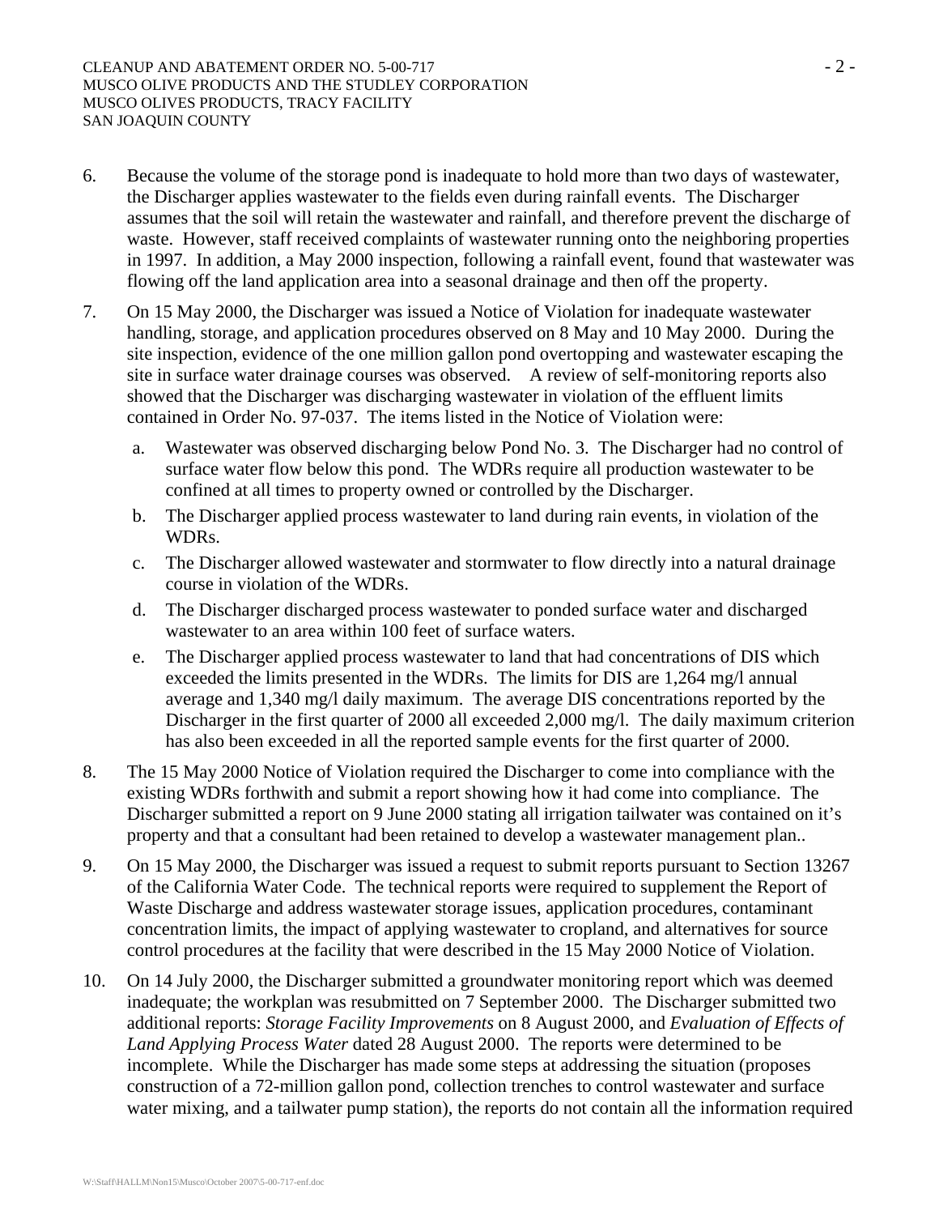6. Because the volume of the storage pond is inadequate to hold more than two days of wastewater, the Discharger applies wastewater to the fields even during rainfall events. The Discharger assumes that the soil will retain the wastewater and rainfall, and therefore prevent the discharge of waste. However, staff received complaints of wastewater running onto the neighboring properties in 1997. In addition, a May 2000 inspection, following a rainfall event, found that wastewater was flowing off the land application area into a seasonal drainage and then off the property.

7. On 15 May 2000, the Discharger was issued a Notice of Violation for inadequate wastewater handling, storage, and application procedures observed on 8 May and 10 May 2000. During the site inspection, evidence of the one million gallon pond overtopping and wastewater escaping the site in surface water drainage courses was observed. A review of self-monitoring reports also showed that the Discharger was discharging wastewater in violation of the effluent limits contained in Order No. 97-037. The items listed in the Notice of Violation were:

   a. Wastewater was observed discharging below Pond No. 3. The Discharger had no control of surface water flow below this pond. The WDRs require all production wastewater to be confined at all times to property owned or controlled by the Discharger.

   b. The Discharger applied process wastewater to land during rain events, in violation of the WDRs.

   c. The Discharger allowed wastewater and stormwater to flow directly into a natural drainage course in violation of the WDRs.

   d. The Discharger discharged process wastewater to ponded surface water and discharged wastewater to an area within 100 feet of surface waters.

   e. The Discharger applied process wastewater to land that had concentrations of DIS which exceeded the limits presented in the WDRs. The limits for DIS are 1,264 mg/l annual average and 1,340 mg/l daily maximum. The average DIS concentrations reported by the Discharger in the first quarter of 2000 all exceeded 2,000 mg/l. The daily maximum criterion has also been exceeded in all the reported sample events for the first quarter of 2000.

8. The 15 May 2000 Notice of Violation required the Discharger to come into compliance with the existing WDRs forthwith and submit a report showing how it had come into compliance. The Discharger submitted a report on 9 June 2000 stating all irrigation tailwater was contained on it's property and that a consultant had been retained to develop a wastewater management plan..

9. On 15 May 2000, the Discharger was issued a request to submit reports pursuant to Section 13267 of the California Water Code. The technical reports were required to supplement the Report of Waste Discharge and address wastewater storage issues, application procedures, contaminant concentration limits, the impact of applying wastewater to cropland, and alternatives for source control procedures at the facility that were described in the 15 May 2000 Notice of Violation.

10. On 14 July 2000, the Discharger submitted a groundwater monitoring report which was deemed inadequate; the workplan was resubmitted on 7 September 2000. The Discharger submitted two additional reports: *Storage Facility Improvements* on 8 August 2000, and *Evaluation of Effects of Land Applying Process Water* dated 28 August 2000. The reports were determined to be incomplete. While the Discharger has made some steps at addressing the situation (proposes construction of a 72-million gallon pond, collection trenches to control wastewater and surface water mixing, and a tailwater pump station), the reports do not contain all the information required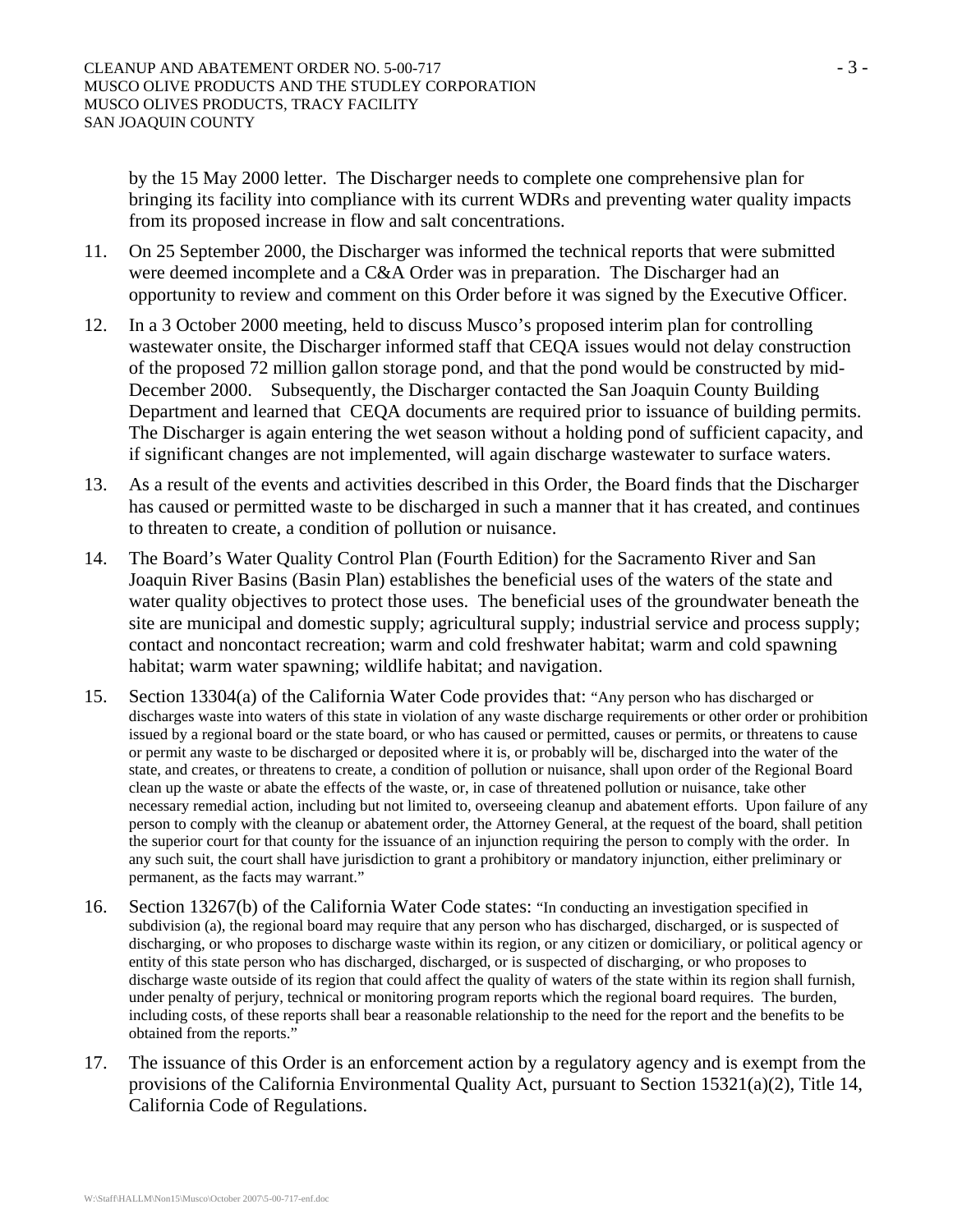by the 15 May 2000 letter. The Discharger needs to complete one comprehensive plan for bringing its facility into compliance with its current WDRs and preventing water quality impacts from its proposed increase in flow and salt concentrations.

11. On 25 September 2000, the Discharger was informed the technical reports that were submitted were deemed incomplete and a C&A Order was in preparation. The Discharger had an opportunity to review and comment on this Order before it was signed by the Executive Officer.

12. In a 3 October 2000 meeting, held to discuss Musco's proposed interim plan for controlling wastewater onsite, the Discharger informed staff that CEQA issues would not delay construction of the proposed 72 million gallon storage pond, and that the pond would be constructed by mid-December 2000. Subsequently, the Discharger contacted the San Joaquin County Building Department and learned that CEQA documents are required prior to issuance of building permits. The Discharger is again entering the wet season without a holding pond of sufficient capacity, and if significant changes are not implemented, will again discharge wastewater to surface waters.

13. As a result of the events and activities described in this Order, the Board finds that the Discharger has caused or permitted waste to be discharged in such a manner that it has created, and continues to threaten to create, a condition of pollution or nuisance.

14. The Board's Water Quality Control Plan (Fourth Edition) for the Sacramento River and San Joaquin River Basins (Basin Plan) establishes the beneficial uses of the waters of the state and water quality objectives to protect those uses. The beneficial uses of the groundwater beneath the site are municipal and domestic supply; agricultural supply; industrial service and process supply; contact and noncontact recreation; warm and cold freshwater habitat; warm and cold spawning habitat; warm water spawning; wildlife habitat; and navigation.

15. Section 13304(a) of the California Water Code provides that: "Any person who has discharged or discharges waste into waters of this state in violation of any waste discharge requirements or other order or prohibition issued by a regional board or the state board, or who has caused or permitted, causes or permits, or threatens to cause or permit any waste to be discharged or deposited where it is, or probably will be, discharged into the water of the state, and creates, or threatens to create, a condition of pollution or nuisance, shall upon order of the Regional Board clean up the waste or abate the effects of the waste, or, in case of threatened pollution or nuisance, take other necessary remedial action, including but not limited to, overseeing cleanup and abatement efforts. Upon failure of any person to comply with the cleanup or abatement order, the Attorney General, at the request of the board, shall petition the superior court for that county for the issuance of an injunction requiring the person to comply with the order. In any such suit, the court shall have jurisdiction to grant a prohibitory or mandatory injunction, either preliminary or permanent, as the facts may warrant."

16. Section 13267(b) of the California Water Code states: "In conducting an investigation specified in subdivision (a), the regional board may require that any person who has discharged, discharged, or is suspected of discharging, or who proposes to discharge waste within its region, or any citizen or domiciliary, or political agency or entity of this state person who has discharged, discharged, or is suspected of discharging, or who proposes to discharge waste outside of its region that could affect the quality of waters of the state within its region shall furnish, under penalty of perjury, technical or monitoring program reports which the regional board requires. The burden, including costs, of these reports shall bear a reasonable relationship to the need for the report and the benefits to be obtained from the reports."

17. The issuance of this Order is an enforcement action by a regulatory agency and is exempt from the provisions of the California Environmental Quality Act, pursuant to Section 15321(a)(2), Title 14, California Code of Regulations.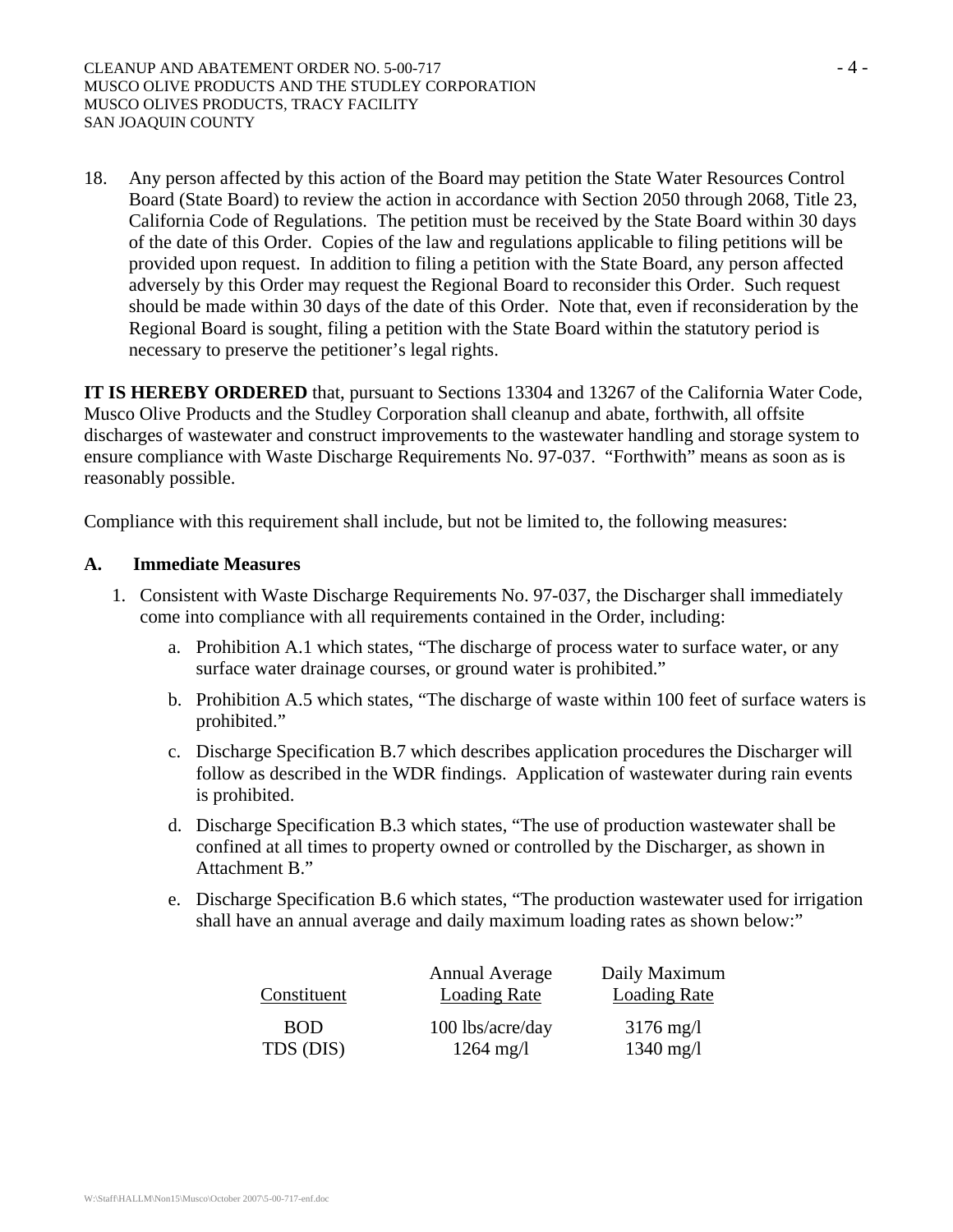18. Any person affected by this action of the Board may petition the State Water Resources Control Board (State Board) to review the action in accordance with Section 2050 through 2068, Title 23, California Code of Regulations. The petition must be received by the State Board within 30 days of the date of this Order. Copies of the law and regulations applicable to filing petitions will be provided upon request. In addition to filing a petition with the State Board, any person affected adversely by this Order may request the Regional Board to reconsider this Order. Such request should be made within 30 days of the date of this Order. Note that, even if reconsideration by the Regional Board is sought, filing a petition with the State Board within the statutory period is necessary to preserve the petitioner's legal rights.

**IT IS HEREBY ORDERED** that, pursuant to Sections 13304 and 13267 of the California Water Code, Musco Olive Products and the Studley Corporation shall cleanup and abate, forthwith, all offsite discharges of wastewater and construct improvements to the wastewater handling and storage system to ensure compliance with Waste Discharge Requirements No. 97-037. "Forthwith" means as soon as is reasonably possible.

Compliance with this requirement shall include, but not be limited to, the following measures:

## A. Immediate Measures

1. Consistent with Waste Discharge Requirements No. 97-037, the Discharger shall immediately come into compliance with all requirements contained in the Order, including:
   a. Prohibition A.1 which states, "The discharge of process water to surface water, or any surface water drainage courses, or ground water is prohibited."
   b. Prohibition A.5 which states, "The discharge of waste within 100 feet of surface waters is prohibited."
   c. Discharge Specification B.7 which describes application procedures the Discharger will follow as described in the WDR findings. Application of wastewater during rain events is prohibited.
   d. Discharge Specification B.3 which states, "The use of production wastewater shall be confined at all times to property owned or controlled by the Discharger, as shown in Attachment B."
   e. Discharge Specification B.6 which states, "The production wastewater used for irrigation shall have an annual average and daily maximum loading rates as shown below:"

| Constituent | Annual Average Loading Rate | Daily Maximum Loading Rate |
|---|---|---|
| BOD | 100 lbs/acre/day | 3176 mg/l |
| TDS (DIS) | 1264 mg/l | 1340 mg/l |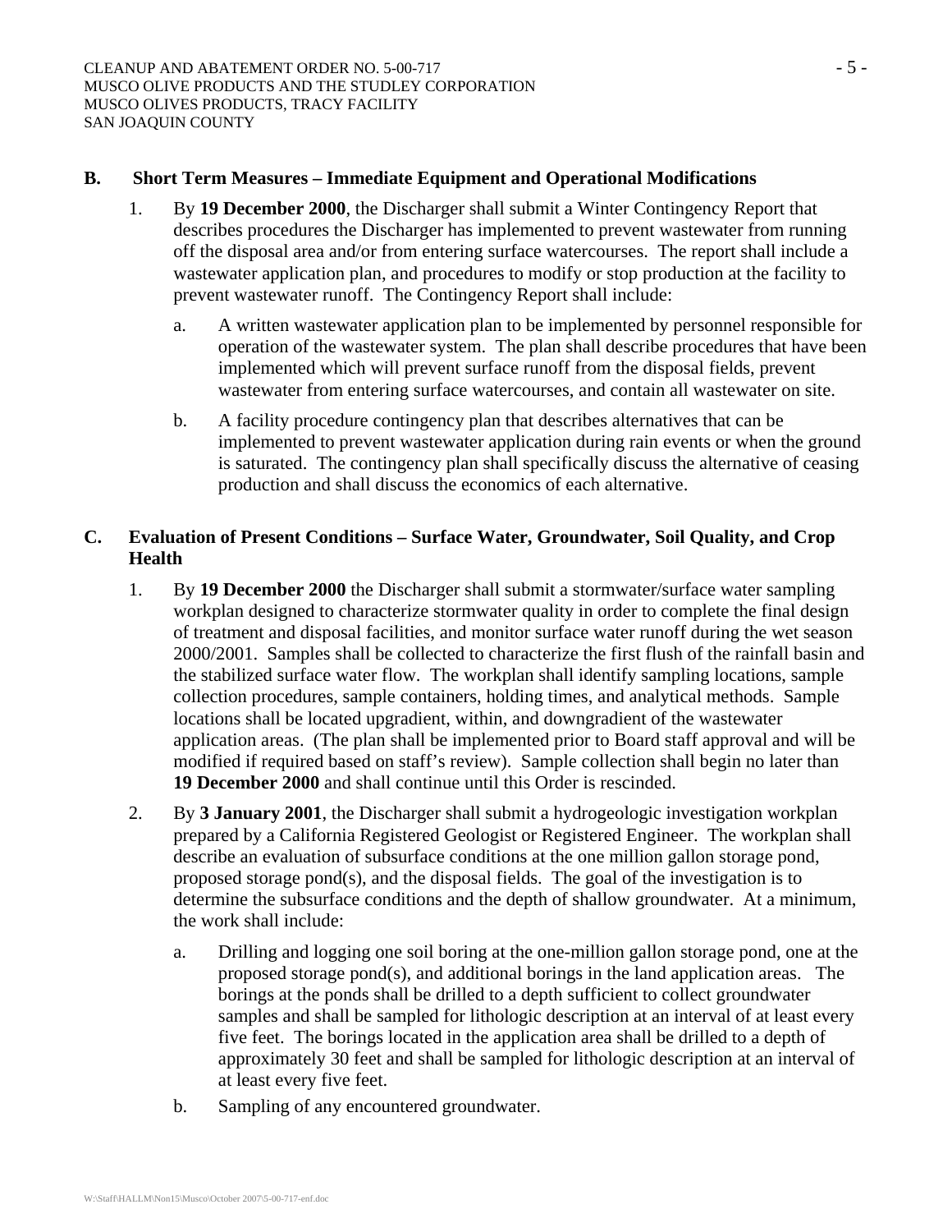**B. Short Term Measures – Immediate Equipment and Operational Modifications**

1. By **19 December 2000**, the Discharger shall submit a Winter Contingency Report that describes procedures the Discharger has implemented to prevent wastewater from running off the disposal area and/or from entering surface watercourses. The report shall include a wastewater application plan, and procedures to modify or stop production at the facility to prevent wastewater runoff. The Contingency Report shall include:

   a. A written wastewater application plan to be implemented by personnel responsible for operation of the wastewater system. The plan shall describe procedures that have been implemented which will prevent surface runoff from the disposal fields, prevent wastewater from entering surface watercourses, and contain all wastewater on site.

   b. A facility procedure contingency plan that describes alternatives that can be implemented to prevent wastewater application during rain events or when the ground is saturated. The contingency plan shall specifically discuss the alternative of ceasing production and shall discuss the economics of each alternative.

**C. Evaluation of Present Conditions – Surface Water, Groundwater, Soil Quality, and Crop Health**

1. By **19 December 2000** the Discharger shall submit a stormwater/surface water sampling workplan designed to characterize stormwater quality in order to complete the final design of treatment and disposal facilities, and monitor surface water runoff during the wet season 2000/2001. Samples shall be collected to characterize the first flush of the rainfall basin and the stabilized surface water flow. The workplan shall identify sampling locations, sample collection procedures, sample containers, holding times, and analytical methods. Sample locations shall be located upgradient, within, and downgradient of the wastewater application areas. (The plan shall be implemented prior to Board staff approval and will be modified if required based on staff's review). Sample collection shall begin no later than **19 December 2000** and shall continue until this Order is rescinded.

2. By **3 January 2001**, the Discharger shall submit a hydrogeologic investigation workplan prepared by a California Registered Geologist or Registered Engineer. The workplan shall describe an evaluation of subsurface conditions at the one million gallon storage pond, proposed storage pond(s), and the disposal fields. The goal of the investigation is to determine the subsurface conditions and the depth of shallow groundwater. At a minimum, the work shall include:

   a. Drilling and logging one soil boring at the one-million gallon storage pond, one at the proposed storage pond(s), and additional borings in the land application areas. The borings at the ponds shall be drilled to a depth sufficient to collect groundwater samples and shall be sampled for lithologic description at an interval of at least every five feet. The borings located in the application area shall be drilled to a depth of approximately 30 feet and shall be sampled for lithologic description at an interval of at least every five feet.

   b. Sampling of any encountered groundwater.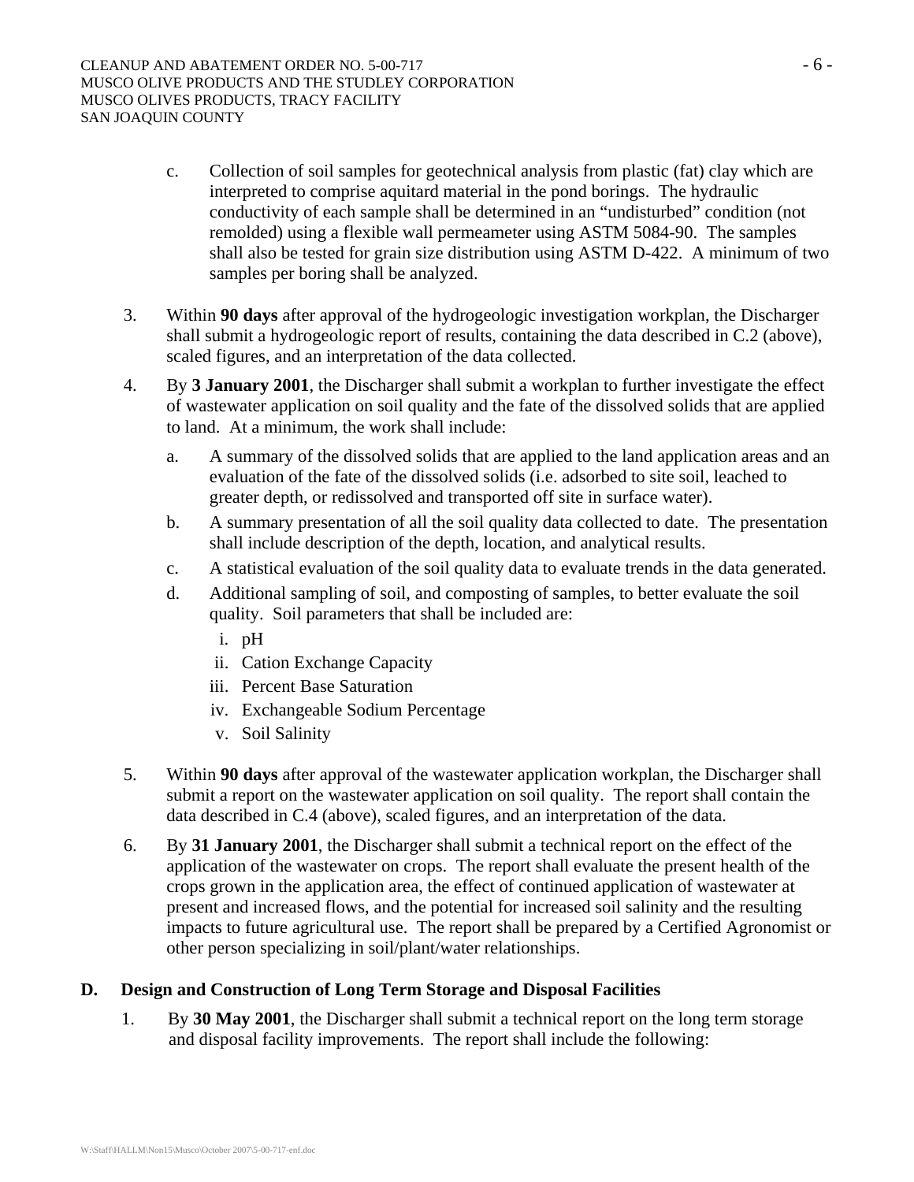c. Collection of soil samples for geotechnical analysis from plastic (fat) clay which are interpreted to comprise aquitard material in the pond borings. The hydraulic conductivity of each sample shall be determined in an "undisturbed" condition (not remolded) using a flexible wall permeameter using ASTM 5084-90. The samples shall also be tested for grain size distribution using ASTM D-422. A minimum of two samples per boring shall be analyzed.

3. Within **90 days** after approval of the hydrogeologic investigation workplan, the Discharger shall submit a hydrogeologic report of results, containing the data described in C.2 (above), scaled figures, and an interpretation of the data collected.

4. By **3 January 2001**, the Discharger shall submit a workplan to further investigate the effect of wastewater application on soil quality and the fate of the dissolved solids that are applied to land. At a minimum, the work shall include:

   a. A summary of the dissolved solids that are applied to the land application areas and an evaluation of the fate of the dissolved solids (i.e. adsorbed to site soil, leached to greater depth, or redissolved and transported off site in surface water).

   b. A summary presentation of all the soil quality data collected to date. The presentation shall include description of the depth, location, and analytical results.

   c. A statistical evaluation of the soil quality data to evaluate trends in the data generated.

   d. Additional sampling of soil, and composting of samples, to better evaluate the soil quality. Soil parameters that shall be included are:

      i. pH
      ii. Cation Exchange Capacity
      iii. Percent Base Saturation
      iv. Exchangeable Sodium Percentage
      v. Soil Salinity

5. Within **90 days** after approval of the wastewater application workplan, the Discharger shall submit a report on the wastewater application on soil quality. The report shall contain the data described in C.4 (above), scaled figures, and an interpretation of the data.

6. By **31 January 2001**, the Discharger shall submit a technical report on the effect of the application of the wastewater on crops. The report shall evaluate the present health of the crops grown in the application area, the effect of continued application of wastewater at present and increased flows, and the potential for increased soil salinity and the resulting impacts to future agricultural use. The report shall be prepared by a Certified Agronomist or other person specializing in soil/plant/water relationships.

**D. Design and Construction of Long Term Storage and Disposal Facilities**

1. By **30 May 2001**, the Discharger shall submit a technical report on the long term storage and disposal facility improvements. The report shall include the following: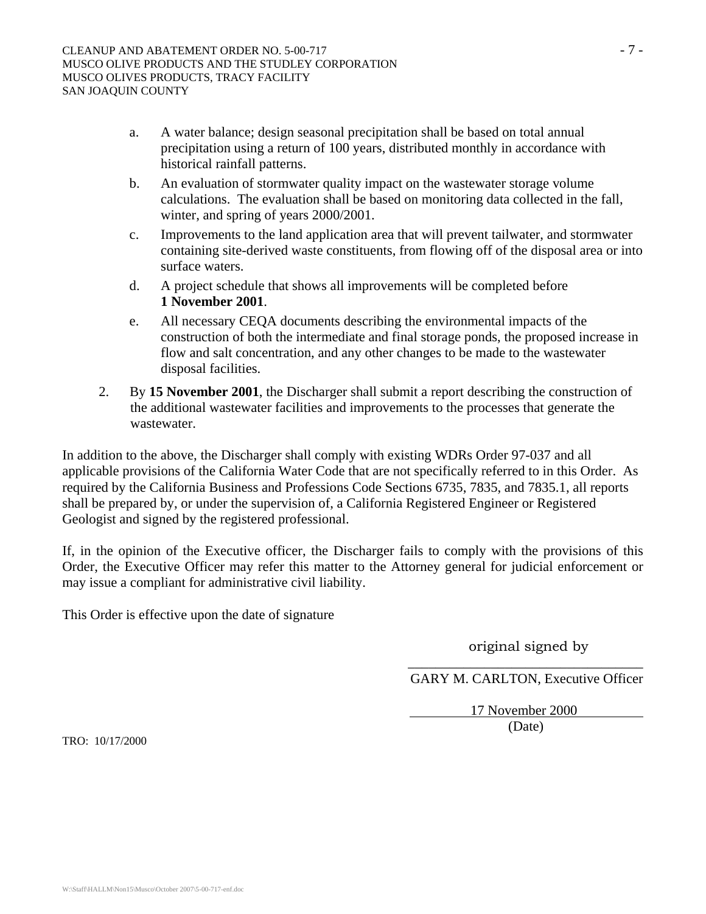a. A water balance; design seasonal precipitation shall be based on total annual precipitation using a return of 100 years, distributed monthly in accordance with historical rainfall patterns.

b. An evaluation of stormwater quality impact on the wastewater storage volume calculations. The evaluation shall be based on monitoring data collected in the fall, winter, and spring of years 2000/2001.

c. Improvements to the land application area that will prevent tailwater, and stormwater containing site-derived waste constituents, from flowing off of the disposal area or into surface waters.

d. A project schedule that shows all improvements will be completed before **1 November 2001**.

e. All necessary CEQA documents describing the environmental impacts of the construction of both the intermediate and final storage ponds, the proposed increase in flow and salt concentration, and any other changes to be made to the wastewater disposal facilities.

2. By **15 November 2001**, the Discharger shall submit a report describing the construction of the additional wastewater facilities and improvements to the processes that generate the wastewater.

In addition to the above, the Discharger shall comply with existing WDRs Order 97-037 and all applicable provisions of the California Water Code that are not specifically referred to in this Order. As required by the California Business and Professions Code Sections 6735, 7835, and 7835.1, all reports shall be prepared by, or under the supervision of, a California Registered Engineer or Registered Geologist and signed by the registered professional.

If, in the opinion of the Executive officer, the Discharger fails to comply with the provisions of this Order, the Executive Officer may refer this matter to the Attorney general for judicial enforcement or may issue a compliant for administrative civil liability.

This Order is effective upon the date of signature

original signed by

GARY M. CARLTON, Executive Officer

17 November 2000
(Date)

TRO: 10/17/2000

W:\Staff\HALLM\Non15\Musco\October 2007\5-00-717-enf.doc